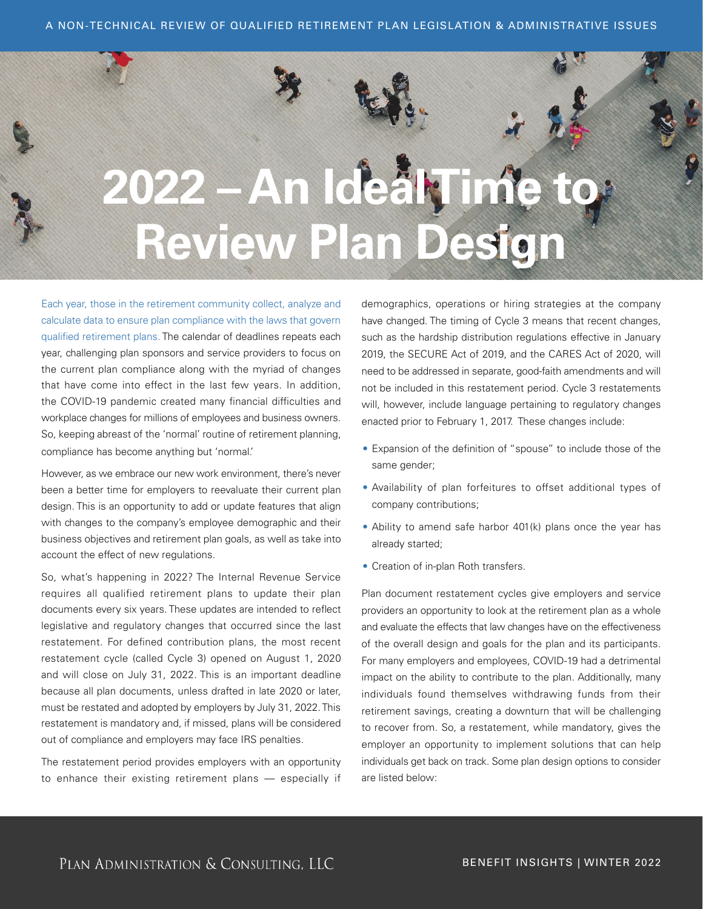# 2022 – An Ideal Time to Review Plan Design

Each year, those in the retirement community collect, analyze and calculate data to ensure plan compliance with the laws that govern qualified retirement plans. The calendar of deadlines repeats each year, challenging plan sponsors and service providers to focus on the current plan compliance along with the myriad of changes that have come into effect in the last few years. In addition, the COVID-19 pandemic created many financial difficulties and workplace changes for millions of employees and business owners. So, keeping abreast of the 'normal' routine of retirement planning, compliance has become anything but 'normal.'

However, as we embrace our new work environment, there's never been a better time for employers to reevaluate their current plan design. This is an opportunity to add or update features that align with changes to the company's employee demographic and their business objectives and retirement plan goals, as well as take into account the effect of new regulations.

So, what's happening in 2022? The Internal Revenue Service requires all qualified retirement plans to update their plan documents every six years. These updates are intended to reflect legislative and regulatory changes that occurred since the last restatement. For defined contribution plans, the most recent restatement cycle (called Cycle 3) opened on August 1, 2020 and will close on July 31, 2022. This is an important deadline because all plan documents, unless drafted in late 2020 or later, must be restated and adopted by employers by July 31, 2022. This restatement is mandatory and, if missed, plans will be considered out of compliance and employers may face IRS penalties.

The restatement period provides employers with an opportunity to enhance their existing retirement plans — especially if demographics, operations or hiring strategies at the company have changed. The timing of Cycle 3 means that recent changes, such as the hardship distribution regulations effective in January 2019, the SECURE Act of 2019, and the CARES Act of 2020, will need to be addressed in separate, good-faith amendments and will not be included in this restatement period. Cycle 3 restatements will, however, include language pertaining to regulatory changes enacted prior to February 1, 2017. These changes include:

- Expansion of the definition of "spouse" to include those of the same gender;
- Availability of plan forfeitures to offset additional types of company contributions;
- Ability to amend safe harbor 401(k) plans once the year has already started;
- Creation of in-plan Roth transfers.

Plan document restatement cycles give employers and service providers an opportunity to look at the retirement plan as a whole and evaluate the effects that law changes have on the effectiveness of the overall design and goals for the plan and its participants. For many employers and employees, COVID-19 had a detrimental impact on the ability to contribute to the plan. Additionally, many individuals found themselves withdrawing funds from their retirement savings, creating a downturn that will be challenging to recover from. So, a restatement, while mandatory, gives the employer an opportunity to implement solutions that can help individuals get back on track. Some plan design options to consider are listed below: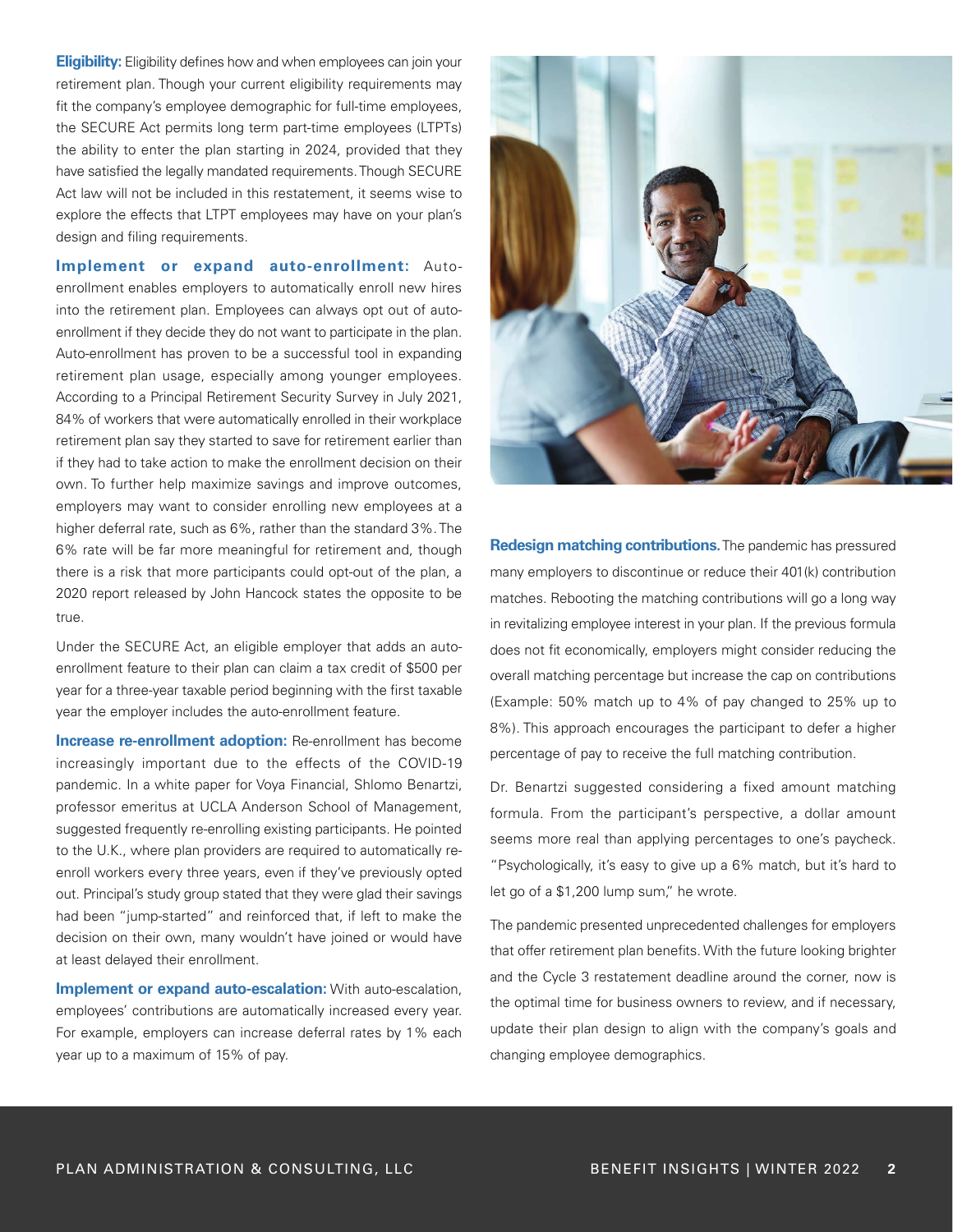**Eligibility:** Eligibility defines how and when employees can join your retirement plan. Though your current eligibility requirements may fit the company's employee demographic for full-time employees, the SECURE Act permits long term part-time employees (LTPTs) the ability to enter the plan starting in 2024, provided that they have satisfied the legally mandated requirements. Though SECURE Act law will not be included in this restatement, it seems wise to explore the effects that LTPT employees may have on your plan's design and filing requirements.

**Implement or expand auto-enrollment:** Auto-enrollment enables employers to automatically enroll new hires into the retirement plan. Employees can always opt out of auto-enrollment if they decide they do not want to participate in the plan. Auto-enrollment has proven to be a successful tool in expanding retirement plan usage, especially among younger employees. According to a Principal Retirement Security Survey in July 2021, 84% of workers that were automatically enrolled in their workplace retirement plan say they started to save for retirement earlier than if they had to take action to make the enrollment decision on their own. To further help maximize savings and improve outcomes, employers may want to consider enrolling new employees at a higher deferral rate, such as 6%, rather than the standard 3%. The 6% rate will be far more meaningful for retirement and, though there is a risk that more participants could opt-out of the plan, a 2020 report released by John Hancock states the opposite to be true.

Under the SECURE Act, an eligible employer that adds an auto-enrollment feature to their plan can claim a tax credit of $500 per year for a three-year taxable period beginning with the first taxable year the employer includes the auto-enrollment feature.

**Increase re-enrollment adoption:** Re-enrollment has become increasingly important due to the effects of the COVID-19 pandemic. In a white paper for Voya Financial, Shlomo Benartzi, professor emeritus at UCLA Anderson School of Management, suggested frequently re-enrolling existing participants. He pointed to the U.K., where plan providers are required to automatically re-enroll workers every three years, even if they've previously opted out. Principal's study group stated that they were glad their savings had been "jump-started" and reinforced that, if left to make the decision on their own, many wouldn't have joined or would have at least delayed their enrollment.

**Implement or expand auto-escalation:** With auto-escalation, employees' contributions are automatically increased every year. For example, employers can increase deferral rates by 1% each year up to a maximum of 15% of pay.

**Redesign matching contributions.** The pandemic has pressured many employers to discontinue or reduce their 401(k) contribution matches. Rebooting the matching contributions will go a long way in revitalizing employee interest in your plan. If the previous formula does not fit economically, employers might consider reducing the overall matching percentage but increase the cap on contributions (Example: 50% match up to 4% of pay changed to 25% up to 8%). This approach encourages the participant to defer a higher percentage of pay to receive the full matching contribution.

Dr. Benartzi suggested considering a fixed amount matching formula. From the participant's perspective, a dollar amount seems more real than applying percentages to one's paycheck. "Psychologically, it's easy to give up a 6% match, but it's hard to let go of a $1,200 lump sum," he wrote.

The pandemic presented unprecedented challenges for employers that offer retirement plan benefits. With the future looking brighter and the Cycle 3 restatement deadline around the corner, now is the optimal time for business owners to review, and if necessary, update their plan design to align with the company's goals and changing employee demographics.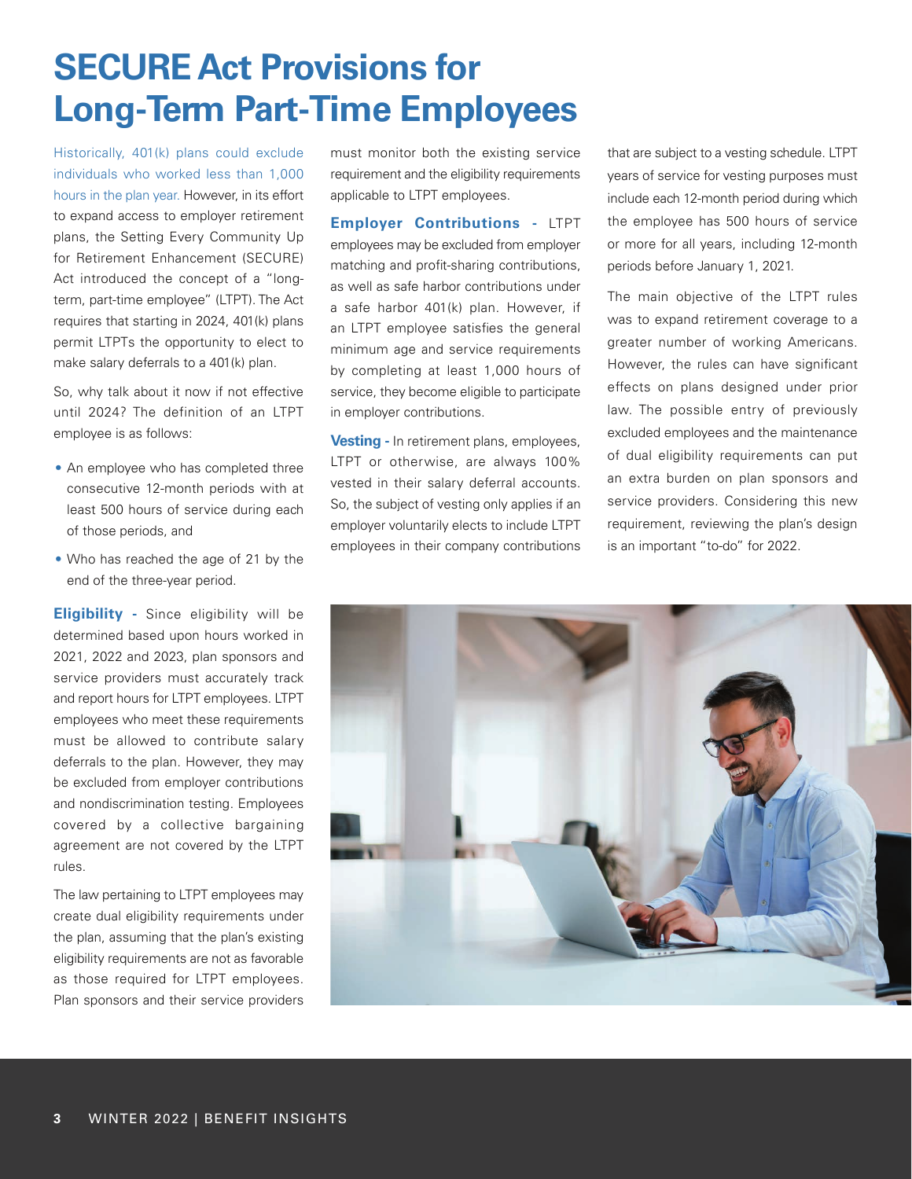# SECURE Act Provisions for Long-Term Part-Time Employees

Historically, 401(k) plans could exclude individuals who worked less than 1,000 hours in the plan year. However, in its effort to expand access to employer retirement plans, the Setting Every Community Up for Retirement Enhancement (SECURE) Act introduced the concept of a "long-term, part-time employee" (LTPT). The Act requires that starting in 2024, 401(k) plans permit LTPTs the opportunity to elect to make salary deferrals to a 401(k) plan.

So, why talk about it now if not effective until 2024? The definition of an LTPT employee is as follows:

- An employee who has completed three consecutive 12-month periods with at least 500 hours of service during each of those periods, and
- Who has reached the age of 21 by the end of the three-year period.

**Eligibility -** Since eligibility will be determined based upon hours worked in 2021, 2022 and 2023, plan sponsors and service providers must accurately track and report hours for LTPT employees. LTPT employees who meet these requirements must be allowed to contribute salary deferrals to the plan. However, they may be excluded from employer contributions and nondiscrimination testing. Employees covered by a collective bargaining agreement are not covered by the LTPT rules.

The law pertaining to LTPT employees may create dual eligibility requirements under the plan, assuming that the plan's existing eligibility requirements are not as favorable as those required for LTPT employees. Plan sponsors and their service providers must monitor both the existing service requirement and the eligibility requirements applicable to LTPT employees.

**Employer Contributions -** LTPT employees may be excluded from employer matching and profit-sharing contributions, as well as safe harbor contributions under a safe harbor 401(k) plan. However, if an LTPT employee satisfies the general minimum age and service requirements by completing at least 1,000 hours of service, they become eligible to participate in employer contributions.

**Vesting -** In retirement plans, employees, LTPT or otherwise, are always 100% vested in their salary deferral accounts. So, the subject of vesting only applies if an employer voluntarily elects to include LTPT employees in their company contributions that are subject to a vesting schedule. LTPT years of service for vesting purposes must include each 12-month period during which the employee has 500 hours of service or more for all years, including 12-month periods before January 1, 2021.

The main objective of the LTPT rules was to expand retirement coverage to a greater number of working Americans. However, the rules can have significant effects on plans designed under prior law. The possible entry of previously excluded employees and the maintenance of dual eligibility requirements can put an extra burden on plan sponsors and service providers. Considering this new requirement, reviewing the plan's design is an important "to-do" for 2022.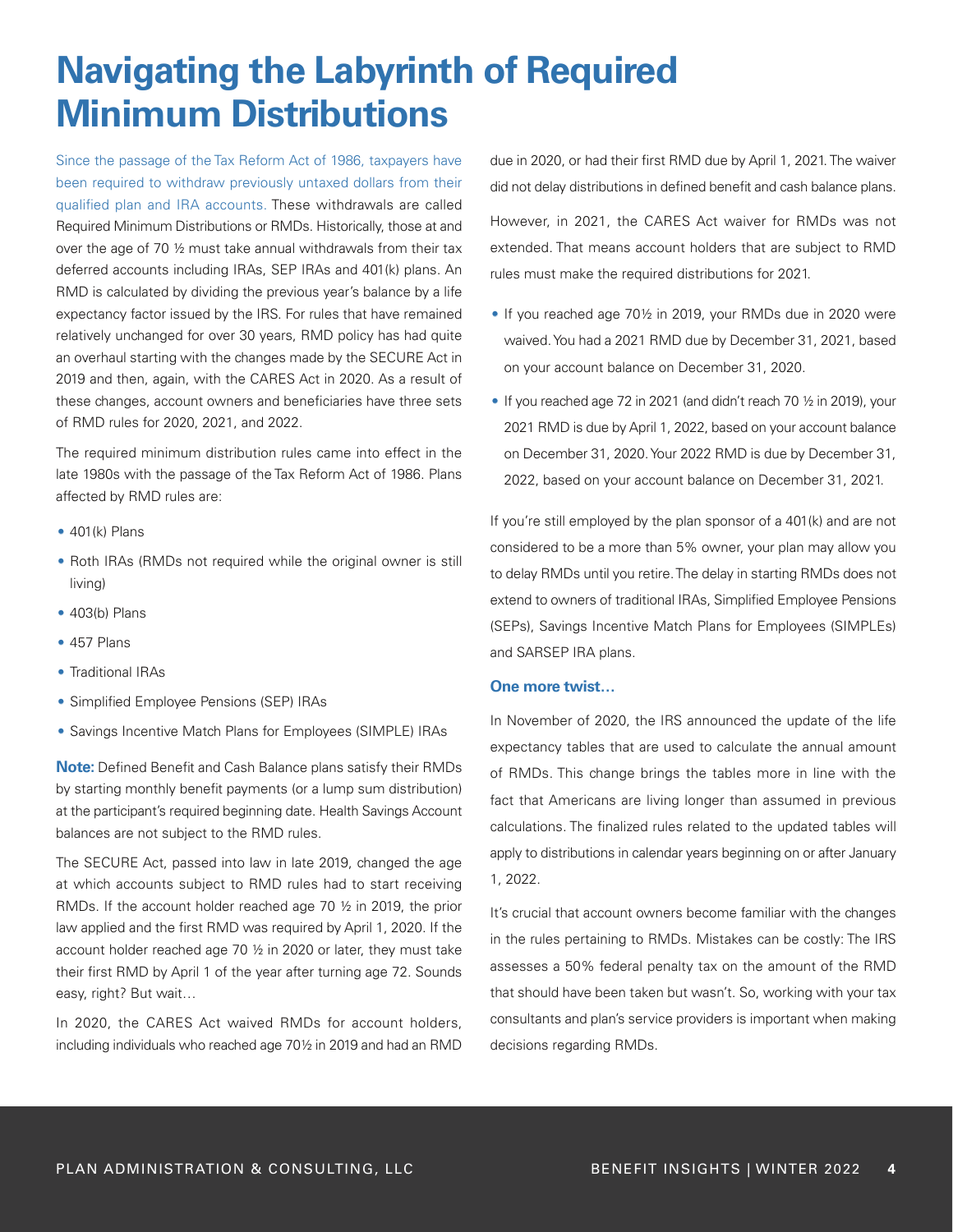# Navigating the Labyrinth of Required Minimum Distributions

Since the passage of the Tax Reform Act of 1986, taxpayers have been required to withdraw previously untaxed dollars from their qualified plan and IRA accounts. These withdrawals are called Required Minimum Distributions or RMDs. Historically, those at and over the age of 70 ½ must take annual withdrawals from their tax deferred accounts including IRAs, SEP IRAs and 401(k) plans. An RMD is calculated by dividing the previous year's balance by a life expectancy factor issued by the IRS. For rules that have remained relatively unchanged for over 30 years, RMD policy has had quite an overhaul starting with the changes made by the SECURE Act in 2019 and then, again, with the CARES Act in 2020. As a result of these changes, account owners and beneficiaries have three sets of RMD rules for 2020, 2021, and 2022.

The required minimum distribution rules came into effect in the late 1980s with the passage of the Tax Reform Act of 1986. Plans affected by RMD rules are:

- 401(k) Plans
- Roth IRAs (RMDs not required while the original owner is still living)
- 403(b) Plans
- 457 Plans
- Traditional IRAs
- Simplified Employee Pensions (SEP) IRAs
- Savings Incentive Match Plans for Employees (SIMPLE) IRAs

**Note:** Defined Benefit and Cash Balance plans satisfy their RMDs by starting monthly benefit payments (or a lump sum distribution) at the participant's required beginning date. Health Savings Account balances are not subject to the RMD rules.

The SECURE Act, passed into law in late 2019, changed the age at which accounts subject to RMD rules had to start receiving RMDs. If the account holder reached age 70 ½ in 2019, the prior law applied and the first RMD was required by April 1, 2020. If the account holder reached age 70 ½ in 2020 or later, they must take their first RMD by April 1 of the year after turning age 72. Sounds easy, right? But wait…

In 2020, the CARES Act waived RMDs for account holders, including individuals who reached age 70½ in 2019 and had an RMD due in 2020, or had their first RMD due by April 1, 2021. The waiver did not delay distributions in defined benefit and cash balance plans.

However, in 2021, the CARES Act waiver for RMDs was not extended. That means account holders that are subject to RMD rules must make the required distributions for 2021.

- If you reached age 70½ in 2019, your RMDs due in 2020 were waived. You had a 2021 RMD due by December 31, 2021, based on your account balance on December 31, 2020.
- If you reached age 72 in 2021 (and didn't reach 70 ½ in 2019), your 2021 RMD is due by April 1, 2022, based on your account balance on December 31, 2020. Your 2022 RMD is due by December 31, 2022, based on your account balance on December 31, 2021.

If you're still employed by the plan sponsor of a 401(k) and are not considered to be a more than 5% owner, your plan may allow you to delay RMDs until you retire. The delay in starting RMDs does not extend to owners of traditional IRAs, Simplified Employee Pensions (SEPs), Savings Incentive Match Plans for Employees (SIMPLEs) and SARSEP IRA plans.

### One more twist…

In November of 2020, the IRS announced the update of the life expectancy tables that are used to calculate the annual amount of RMDs. This change brings the tables more in line with the fact that Americans are living longer than assumed in previous calculations. The finalized rules related to the updated tables will apply to distributions in calendar years beginning on or after January 1, 2022.

It's crucial that account owners become familiar with the changes in the rules pertaining to RMDs. Mistakes can be costly: The IRS assesses a 50% federal penalty tax on the amount of the RMD that should have been taken but wasn't. So, working with your tax consultants and plan's service providers is important when making decisions regarding RMDs.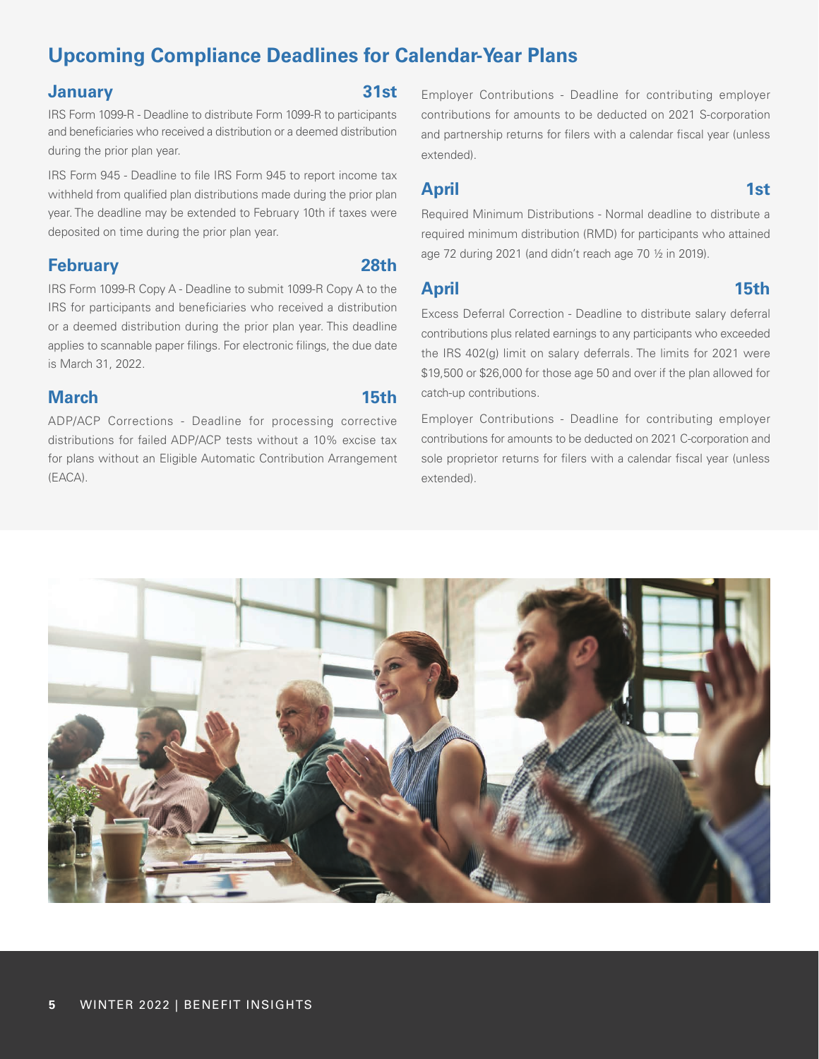## Upcoming Compliance Deadlines for Calendar-Year Plans

### January 31st

IRS Form 1099-R - Deadline to distribute Form 1099-R to participants and beneficiaries who received a distribution or a deemed distribution during the prior plan year.

IRS Form 945 - Deadline to file IRS Form 945 to report income tax withheld from qualified plan distributions made during the prior plan year. The deadline may be extended to February 10th if taxes were deposited on time during the prior plan year.

### February 28th

IRS Form 1099-R Copy A - Deadline to submit 1099-R Copy A to the IRS for participants and beneficiaries who received a distribution or a deemed distribution during the prior plan year. This deadline applies to scannable paper filings. For electronic filings, the due date is March 31, 2022.

### March 15th

ADP/ACP Corrections - Deadline for processing corrective distributions for failed ADP/ACP tests without a 10% excise tax for plans without an Eligible Automatic Contribution Arrangement (EACA).

Employer Contributions - Deadline for contributing employer contributions for amounts to be deducted on 2021 S-corporation and partnership returns for filers with a calendar fiscal year (unless extended).

### April 1st

Required Minimum Distributions - Normal deadline to distribute a required minimum distribution (RMD) for participants who attained age 72 during 2021 (and didn't reach age 70 ½ in 2019).

### April 15th

Excess Deferral Correction - Deadline to distribute salary deferral contributions plus related earnings to any participants who exceeded the IRS 402(g) limit on salary deferrals. The limits for 2021 were $19,500 or $26,000 for those age 50 and over if the plan allowed for catch-up contributions.

Employer Contributions - Deadline for contributing employer contributions for amounts to be deducted on 2021 C-corporation and sole proprietor returns for filers with a calendar fiscal year (unless extended).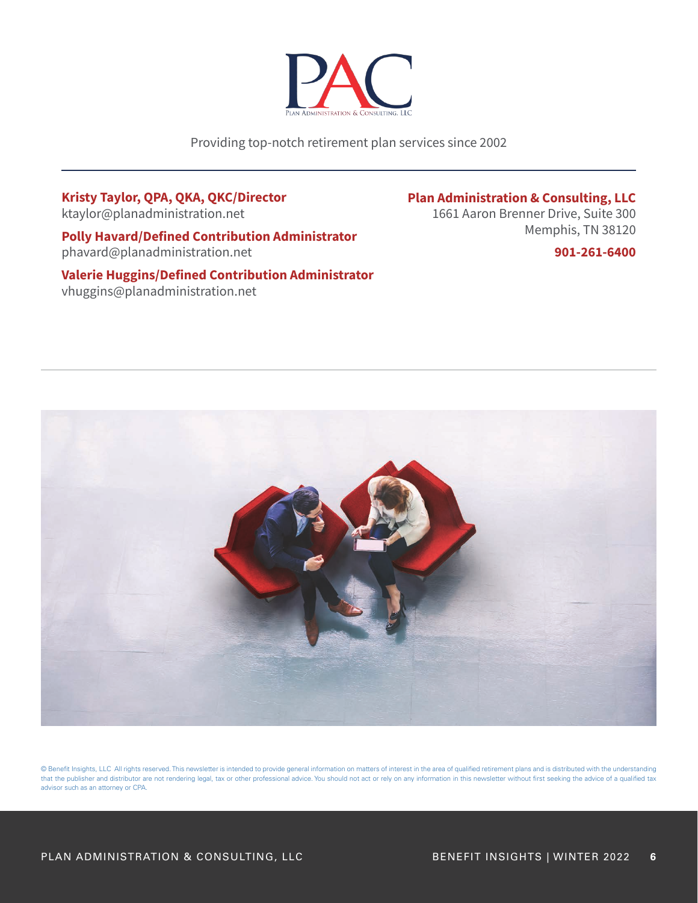PAC

Plan Administration & Consulting, LLC

Providing top-notch retirement plan services since 2002

**Kristy Taylor, QPA, QKA, QKC/Director**
ktaylor@planadministration.net

**Polly Havard/Defined Contribution Administrator**
phavard@planadministration.net

**Valerie Huggins/Defined Contribution Administrator**
vhuggins@planadministration.net

**Plan Administration & Consulting, LLC**
1661 Aaron Brenner Drive, Suite 300
Memphis, TN 38120

**901-261-6400**

© Benefit Insights, LLC All rights reserved. This newsletter is intended to provide general information on matters of interest in the area of qualified retirement plans and is distributed with the understanding that the publisher and distributor are not rendering legal, tax or other professional advice. You should not act or rely on any information in this newsletter without first seeking the advice of a qualified tax advisor such as an attorney or CPA.